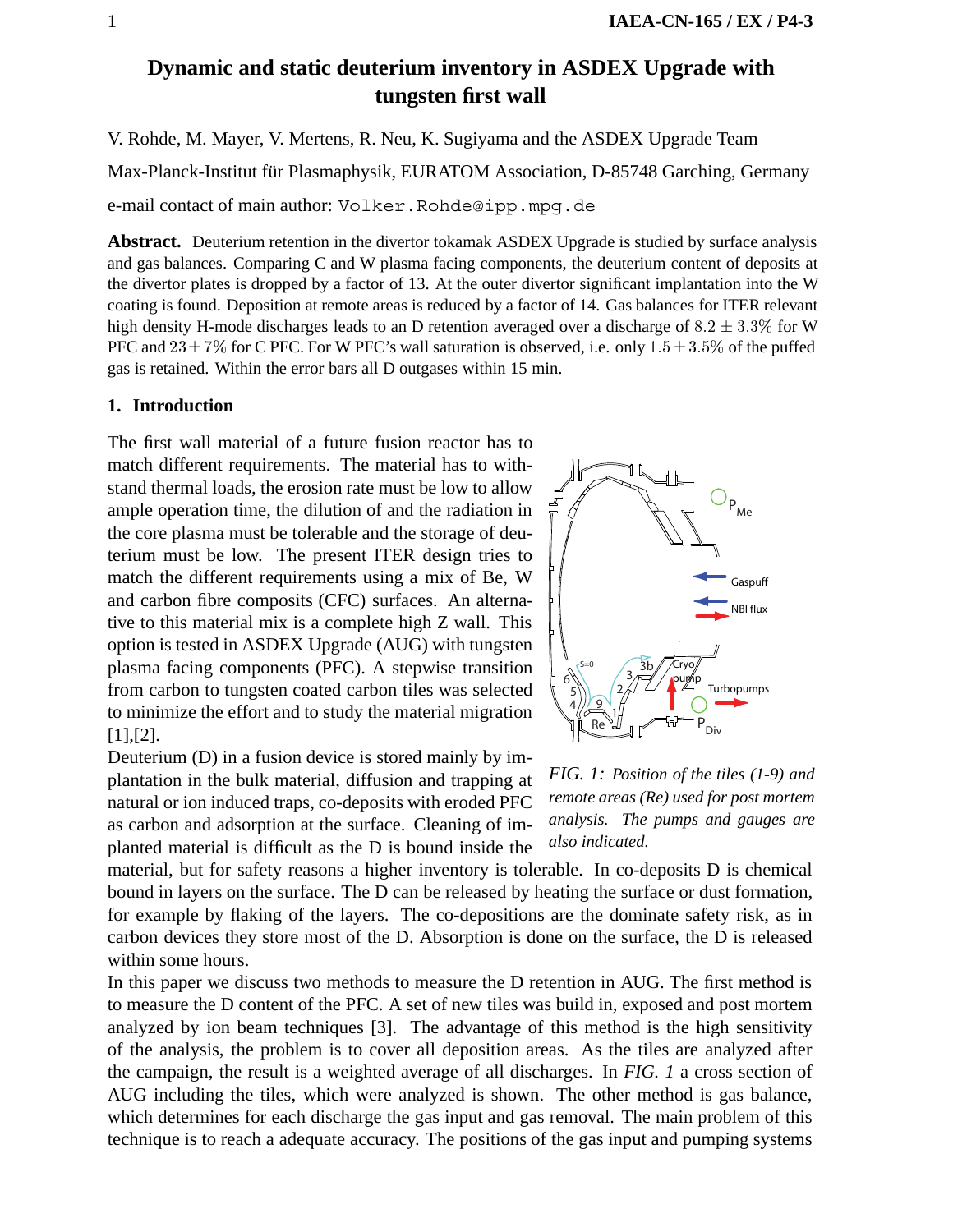# Dynamic and static deuterium inventory in ASDEX Upgrade with tungsten first wall

V. Rohde, M. Mayer, V. Mertens, R. Neu, K. Sugiyama and the ASDEX Upgrade Team

Max-Planck-Institut für Plasmaphysik, EURATOM Association, D-85748 Garching, Germany

e-mail contact of main author: `Volker.Rohde@ipp.mpg.de`

**Abstract.** Deuterium retention in the divertor tokamak ASDEX Upgrade is studied by surface analysis and gas balances. Comparing C and W plasma facing components, the deuterium content of deposits at the divertor plates is dropped by a factor of 13. At the outer divertor significant implantation into the W coating is found. Deposition at remote areas is reduced by a factor of 14. Gas balances for ITER relevant high density H-mode discharges leads to an D retention averaged over a discharge of $8.2 \pm 3.3\%$ for W PFC and $23 \pm 7\%$ for C PFC. For W PFC's wall saturation is observed, i.e. only $1.5 \pm 3.5\%$ of the puffed gas is retained. Within the error bars all D outgases within 15 min.

## 1. Introduction

The first wall material of a future fusion reactor has to match different requirements. The material has to withstand thermal loads, the erosion rate must be low to allow ample operation time, the dilution of and the radiation in the core plasma must be tolerable and the storage of deuterium must be low. The present ITER design tries to match the different requirements using a mix of Be, W and carbon fibre composits (CFC) surfaces. An alternative to this material mix is a complete high Z wall. This option is tested in ASDEX Upgrade (AUG) with tungsten plasma facing components (PFC). A stepwise transition from carbon to tungsten coated carbon tiles was selected to minimize the effort and to study the material migration [1],[2].

*FIG. 1: Position of the tiles (1-9) and remote areas (Re) used for post mortem analysis. The pumps and gauges are also indicated.*

Deuterium (D) in a fusion device is stored mainly by implantation in the bulk material, diffusion and trapping at natural or ion induced traps, co-deposits with eroded PFC as carbon and adsorption at the surface. Cleaning of implanted material is difficult as the D is bound inside the material, but for safety reasons a higher inventory is tolerable. In co-deposits D is chemical bound in layers on the surface. The D can be released by heating the surface or dust formation, for example by flaking of the layers. The co-depositions are the dominate safety risk, as in carbon devices they store most of the D. Absorption is done on the surface, the D is released within some hours.

In this paper we discuss two methods to measure the D retention in AUG. The first method is to measure the D content of the PFC. A set of new tiles was build in, exposed and post mortem analyzed by ion beam techniques [3]. The advantage of this method is the high sensitivity of the analysis, the problem is to cover all deposition areas. As the tiles are analyzed after the campaign, the result is a weighted average of all discharges. In *FIG. 1* a cross section of AUG including the tiles, which were analyzed is shown. The other method is gas balance, which determines for each discharge the gas input and gas removal. The main problem of this technique is to reach a adequate accuracy. The positions of the gas input and pumping systems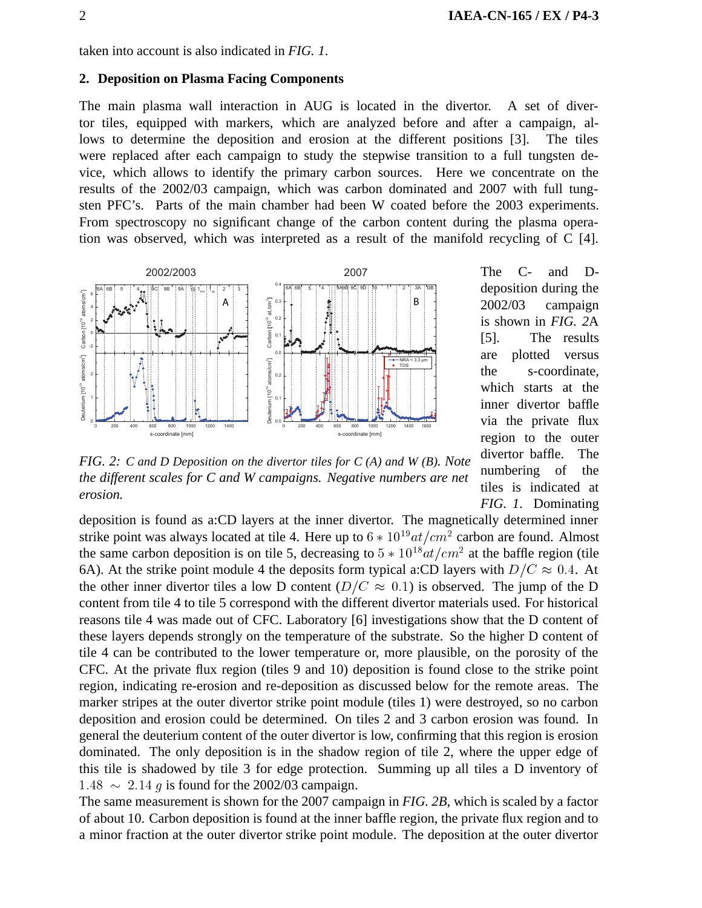taken into account is also indicated in *FIG. 1*.

## 2. Deposition on Plasma Facing Components

The main plasma wall interaction in AUG is located in the divertor. A set of divertor tiles, equipped with markers, which are analyzed before and after a campaign, allows to determine the deposition and erosion at the different positions [3]. The tiles were replaced after each campaign to study the stepwise transition to a full tungsten device, which allows to identify the primary carbon sources. Here we concentrate on the results of the 2002/03 campaign, which was carbon dominated and 2007 with full tungsten PFC's. Parts of the main chamber had been W coated before the 2003 experiments. From spectroscopy no significant change of the carbon content during the plasma operation was observed, which was interpreted as a result of the manifold recycling of C [4].

*FIG. 2: C and D Deposition on the divertor tiles for C (A) and W (B). Note the different scales for C and W campaigns. Negative numbers are net erosion.*

The C- and D-deposition during the 2002/03 campaign is shown in *FIG. 2*A [5]. The results are plotted versus the s-coordinate, which starts at the inner divertor baffle via the private flux region to the outer divertor baffle. The numbering of the tiles is indicated at *FIG. 1*. Dominating deposition is found as a:CD layers at the inner divertor. The magnetically determined inner strike point was always located at tile 4. Here up to $6 * 10^{19} at/cm^2$ carbon are found. Almost the same carbon deposition is on tile 5, decreasing to $5 * 10^{18} at/cm^2$ at the baffle region (tile 6A). At the strike point module 4 the deposits form typical a:CD layers with $D/C \approx 0.4$. At the other inner divertor tiles a low D content ($D/C \approx 0.1$) is observed. The jump of the D content from tile 4 to tile 5 correspond with the different divertor materials used. For historical reasons tile 4 was made out of CFC. Laboratory [6] investigations show that the D content of these layers depends strongly on the temperature of the substrate. So the higher D content of tile 4 can be contributed to the lower temperature or, more plausible, on the porosity of the CFC. At the private flux region (tiles 9 and 10) deposition is found close to the strike point region, indicating re-erosion and re-deposition as discussed below for the remote areas. The marker stripes at the outer divertor strike point module (tiles 1) were destroyed, so no carbon deposition and erosion could be determined. On tiles 2 and 3 carbon erosion was found. In general the deuterium content of the outer divertor is low, confirming that this region is erosion dominated. The only deposition is in the shadow region of tile 2, where the upper edge of this tile is shadowed by tile 3 for edge protection. Summing up all tiles a D inventory of $1.48 \sim 2.14\ g$ is found for the 2002/03 campaign.

The same measurement is shown for the 2007 campaign in *FIG. 2B*, which is scaled by a factor of about 10. Carbon deposition is found at the inner baffle region, the private flux region and to a minor fraction at the outer divertor strike point module. The deposition at the outer divertor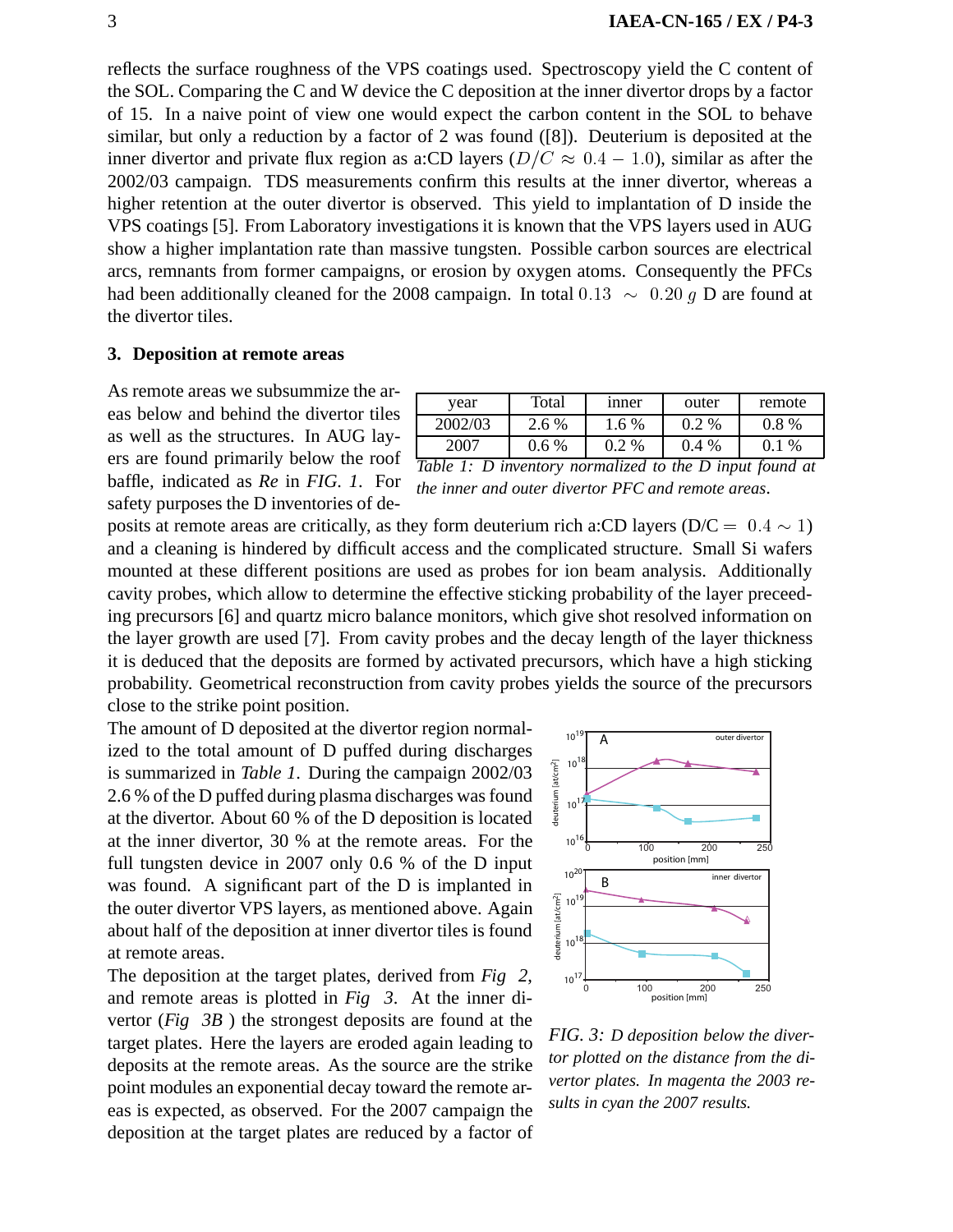reflects the surface roughness of the VPS coatings used. Spectroscopy yield the C content of the SOL. Comparing the C and W device the C deposition at the inner divertor drops by a factor of 15. In a naive point of view one would expect the carbon content in the SOL to behave similar, but only a reduction by a factor of 2 was found ([8]). Deuterium is deposited at the inner divertor and private flux region as a:CD layers ($D/C \approx 0.4 - 1.0$), similar as after the 2002/03 campaign. TDS measurements confirm this results at the inner divertor, whereas a higher retention at the outer divertor is observed. This yield to implantation of D inside the VPS coatings [5]. From Laboratory investigations it is known that the VPS layers used in AUG show a higher implantation rate than massive tungsten. Possible carbon sources are electrical arcs, remnants from former campaigns, or erosion by oxygen atoms. Consequently the PFCs had been additionally cleaned for the 2008 campaign. In total $0.13 \sim 0.20\,g$ D are found at the divertor tiles.

## 3. Deposition at remote areas

As remote areas we subsummize the areas below and behind the divertor tiles as well as the structures. In AUG layers are found primarily below the roof baffle, indicated as *Re* in *FIG. 1*. For safety purposes the D inventories of deposits at remote areas are critically, as they form deuterium rich a:CD layers (D/C = $0.4 \sim 1$) and a cleaning is hindered by difficult access and the complicated structure. Small Si wafers mounted at these different positions are used as probes for ion beam analysis. Additionally cavity probes, which allow to determine the effective sticking probability of the layer preceeding precursors [6] and quartz micro balance monitors, which give shot resolved information on the layer growth are used [7]. From cavity probes and the decay length of the layer thickness it is deduced that the deposits are formed by activated precursors, which have a high sticking probability. Geometrical reconstruction from cavity probes yields the source of the precursors close to the strike point position.

| year | Total | inner | outer | remote |
|---|---|---|---|---|
| 2002/03 | 2.6 % | 1.6 % | 0.2 % | 0.8 % |
| 2007 | 0.6 % | 0.2 % | 0.4 % | 0.1 % |

*Table 1: D inventory normalized to the D input found at the inner and outer divertor PFC and remote areas.*

The amount of D deposited at the divertor region normalized to the total amount of D puffed during discharges is summarized in *Table 1*. During the campaign 2002/03 2.6 % of the D puffed during plasma discharges was found at the divertor. About 60 % of the D deposition is located at the inner divertor, 30 % at the remote areas. For the full tungsten device in 2007 only 0.6 % of the D input was found. A significant part of the D is implanted in the outer divertor VPS layers, as mentioned above. Again about half of the deposition at inner divertor tiles is found at remote areas.

The deposition at the target plates, derived from *Fig 2*, and remote areas is plotted in *Fig 3*. At the inner divertor (*Fig 3B*) the strongest deposits are found at the target plates. Here the layers are eroded again leading to deposits at the remote areas. As the source are the strike point modules an exponential decay toward the remote areas is expected, as observed. For the 2007 campaign the deposition at the target plates are reduced by a factor of

*FIG. 3: D deposition below the divertor plotted on the distance from the divertor plates. In magenta the 2003 results in cyan the 2007 results.*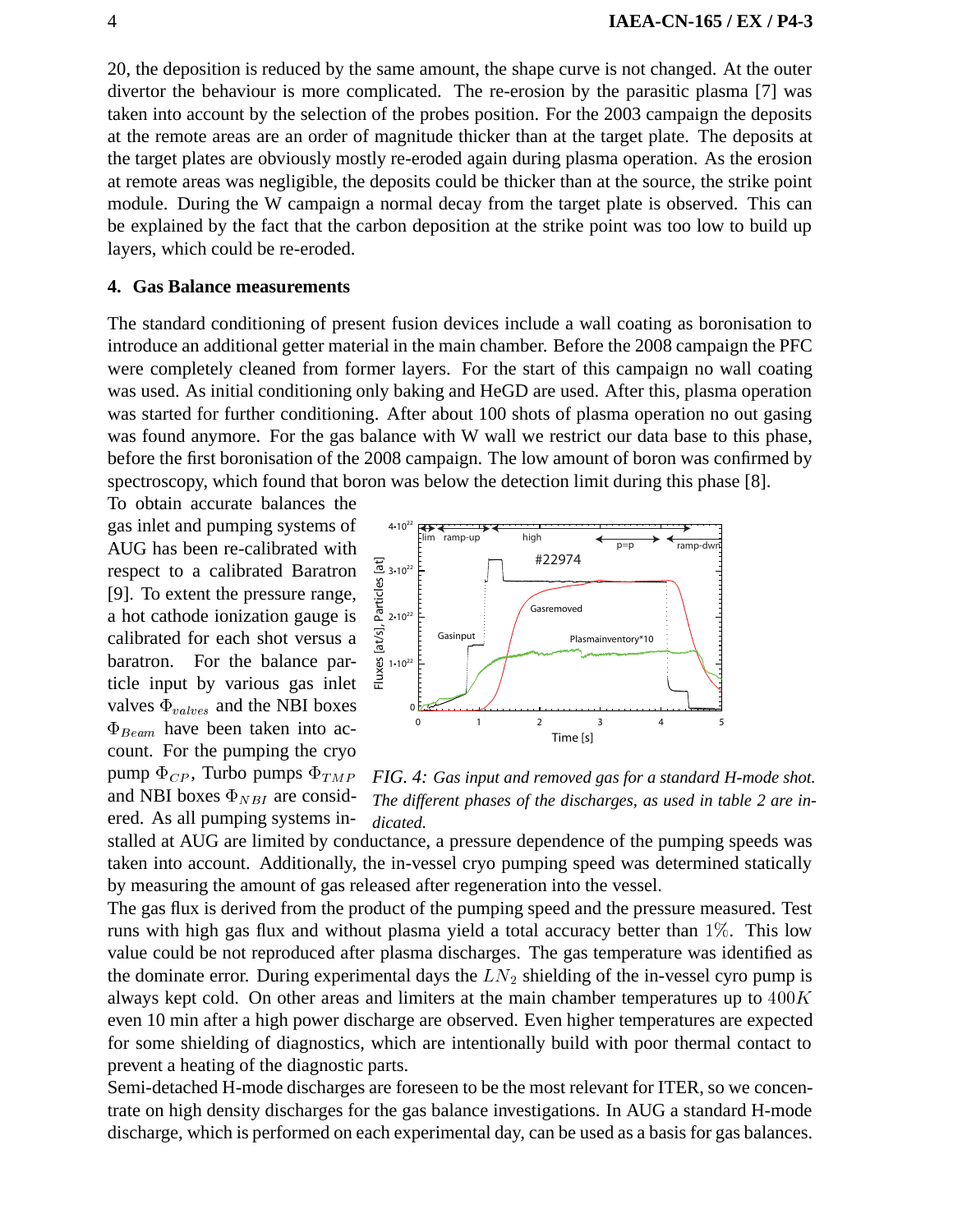20, the deposition is reduced by the same amount, the shape curve is not changed. At the outer divertor the behaviour is more complicated. The re-erosion by the parasitic plasma [7] was taken into account by the selection of the probes position. For the 2003 campaign the deposits at the remote areas are an order of magnitude thicker than at the target plate. The deposits at the target plates are obviously mostly re-eroded again during plasma operation. As the erosion at remote areas was negligible, the deposits could be thicker than at the source, the strike point module. During the W campaign a normal decay from the target plate is observed. This can be explained by the fact that the carbon deposition at the strike point was too low to build up layers, which could be re-eroded.

## 4. Gas Balance measurements

The standard conditioning of present fusion devices include a wall coating as boronisation to introduce an additional getter material in the main chamber. Before the 2008 campaign the PFC were completely cleaned from former layers. For the start of this campaign no wall coating was used. As initial conditioning only baking and HeGD are used. After this, plasma operation was started for further conditioning. After about 100 shots of plasma operation no out gasing was found anymore. For the gas balance with W wall we restrict our data base to this phase, before the first boronisation of the 2008 campaign. The low amount of boron was confirmed by spectroscopy, which found that boron was below the detection limit during this phase [8].

To obtain accurate balances the gas inlet and pumping systems of AUG has been re-calibrated with respect to a calibrated Baratron [9]. To extent the pressure range, a hot cathode ionization gauge is calibrated for each shot versus a baratron. For the balance particle input by various gas inlet valves $\Phi_{valves}$ and the NBI boxes $\Phi_{Beam}$ have been taken into account. For the pumping the cryo pump $\Phi_{CP}$, Turbo pumps $\Phi_{TMP}$ and NBI boxes $\Phi_{NBI}$ are considered. As all pumping systems installed at AUG are limited by conductance, a pressure dependence of the pumping speeds was taken into account. Additionally, the in-vessel cryo pumping speed was determined statically by measuring the amount of gas released after regeneration into the vessel.

*FIG. 4: Gas input and removed gas for a standard H-mode shot. The different phases of the discharges, as used in table 2 are indicated.*

The gas flux is derived from the product of the pumping speed and the pressure measured. Test runs with high gas flux and without plasma yield a total accuracy better than $1\%$. This low value could be not reproduced after plasma discharges. The gas temperature was identified as the dominate error. During experimental days the $LN_2$ shielding of the in-vessel cyro pump is always kept cold. On other areas and limiters at the main chamber temperatures up to $400K$ even 10 min after a high power discharge are observed. Even higher temperatures are expected for some shielding of diagnostics, which are intentionally build with poor thermal contact to prevent a heating of the diagnostic parts.

Semi-detached H-mode discharges are foreseen to be the most relevant for ITER, so we concentrate on high density discharges for the gas balance investigations. In AUG a standard H-mode discharge, which is performed on each experimental day, can be used as a basis for gas balances.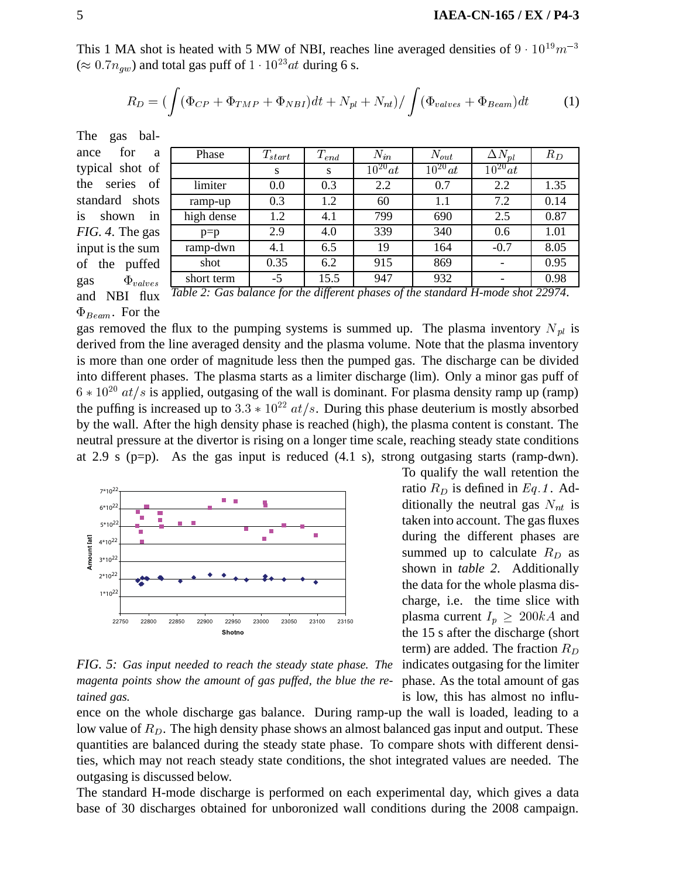This 1 MA shot is heated with 5 MW of NBI, reaches line averaged densities of $9 \cdot 10^{19} m^{-3}$ ($\approx 0.7 n_{gw}$) and total gas puff of $1 \cdot 10^{23} at$ during 6 s.

$$R_D = (\int(\Phi_{CP} + \Phi_{TMP} + \Phi_{NBI})dt + N_{pl} + N_{nt}) / \int(\Phi_{valves} + \Phi_{Beam})dt \quad (1)$$

The gas balance for a typical shot of the series of standard shots is shown in *FIG. 4*. The gas input is the sum of the puffed gas $\Phi_{valves}$ and NBI flux $\Phi_{Beam}$. For the gas removed the flux to the pumping systems is summed up. The plasma inventory $N_{pl}$ is derived from the line averaged density and the plasma volume. Note that the plasma inventory is more than one order of magnitude less then the pumped gas. The discharge can be divided into different phases. The plasma starts as a limiter discharge (lim). Only a minor gas puff of $6 * 10^{20}\ at/s$ is applied, outgasing of the wall is dominant. For plasma density ramp up (ramp) the puffing is increased up to $3.3 * 10^{22}\ at/s$. During this phase deuterium is mostly absorbed by the wall. After the high density phase is reached (high), the plasma content is constant. The neutral pressure at the divertor is rising on a longer time scale, reaching steady state conditions at 2.9 s (p=p). As the gas input is reduced (4.1 s), strong outgasing starts (ramp-dwn).

| Phase | $T_{start}$ | $T_{end}$ | $N_{in}$ | $N_{out}$ | $\Delta N_{pl}$ | $R_D$ |
|---|---|---|---|---|---|---|
| | s | s | $10^{20} at$ | $10^{20} at$ | $10^{20} at$ | |
| limiter | 0.0 | 0.3 | 2.2 | 0.7 | 2.2 | 1.35 |
| ramp-up | 0.3 | 1.2 | 60 | 1.1 | 7.2 | 0.14 |
| high dense | 1.2 | 4.1 | 799 | 690 | 2.5 | 0.87 |
| p=p | 2.9 | 4.0 | 339 | 340 | 0.6 | 1.01 |
| ramp-dwn | 4.1 | 6.5 | 19 | 164 | -0.7 | 8.05 |
| shot | 0.35 | 6.2 | 915 | 869 | - | 0.95 |
| short term | -5 | 15.5 | 947 | 932 | - | 0.98 |

*Table 2: Gas balance for the different phases of the standard H-mode shot 22974.*

*FIG. 5: Gas input needed to reach the steady state phase. The magenta points show the amount of gas puffed, the blue the retained gas.*

To qualify the wall retention the ratio $R_D$ is defined in *Eq.1*. Additionally the neutral gas $N_{nt}$ is taken into account. The gas fluxes during the different phases are summed up to calculate $R_D$ as shown in *table 2*. Additionally the data for the whole plasma discharge, i.e. the time slice with plasma current $I_p \geq 200kA$ and the 15 s after the discharge (short term) are added. The fraction $R_D$ indicates outgasing for the limiter phase. As the total amount of gas is low, this has almost no influence on the whole discharge gas balance. During ramp-up the wall is loaded, leading to a low value of $R_D$. The high density phase shows an almost balanced gas input and output. These quantities are balanced during the steady state phase. To compare shots with different densities, which may not reach steady state conditions, the shot integrated values are needed. The outgasing is discussed below.

The standard H-mode discharge is performed on each experimental day, which gives a data base of 30 discharges obtained for unboronized wall conditions during the 2008 campaign.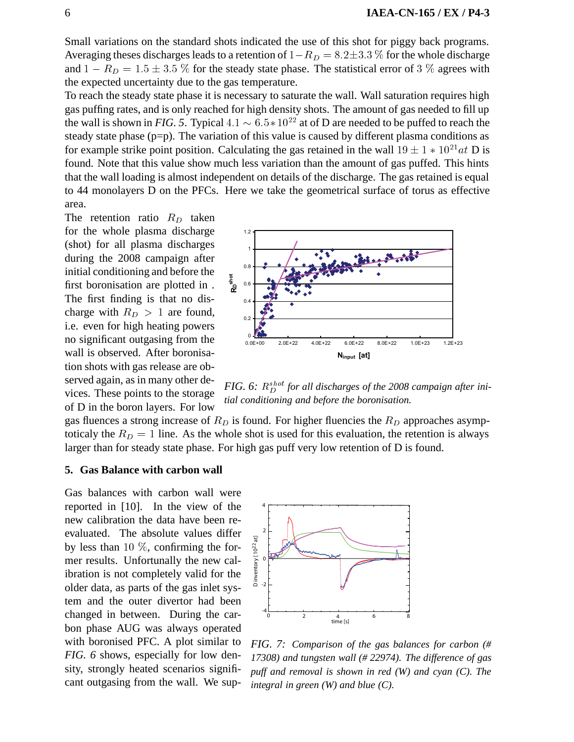Small variations on the standard shots indicated the use of this shot for piggy back programs. Averaging theses discharges leads to a retention of $1-R_D = 8.2\pm3.3$ % for the whole discharge and $1 - R_D = 1.5 \pm 3.5$ % for the steady state phase. The statistical error of 3 % agrees with the expected uncertainty due to the gas temperature.

To reach the steady state phase it is necessary to saturate the wall. Wall saturation requires high gas puffing rates, and is only reached for high density shots. The amount of gas needed to fill up the wall is shown in *FIG. 5*. Typical $4.1 \sim 6.5*10^{22}$ at of D are needed to be puffed to reach the steady state phase (p=p). The variation of this value is caused by different plasma conditions as for example strike point position. Calculating the gas retained in the wall $19 \pm 1 * 10^{21} at$ D is found. Note that this value show much less variation than the amount of gas puffed. This hints that the wall loading is almost independent on details of the discharge. The gas retained is equal to 44 monolayers D on the PFCs. Here we take the geometrical surface of torus as effective area.

The retention ratio $R_D$ taken for the whole plasma discharge (shot) for all plasma discharges during the 2008 campaign after initial conditioning and before the first boronisation are plotted in . The first finding is that no discharge with $R_D > 1$ are found, i.e. even for high heating powers no significant outgasing from the wall is observed. After boronisation shots with gas release are observed again, as in many other devices. These points to the storage of D in the boron layers. For low gas fluences a strong increase of $R_D$ is found. For higher fluencies the $R_D$ approaches asymptoticaly the $R_D = 1$ line. As the whole shot is used for this evaluation, the retention is always larger than for steady state phase. For high gas puff very low retention of D is found.

*FIG. 6: $R_D^{shot}$ for all discharges of the 2008 campaign after initial conditioning and before the boronisation.*

## 5. Gas Balance with carbon wall

Gas balances with carbon wall were reported in [10]. In the view of the new calibration the data have been reevaluated. The absolute values differ by less than 10 %, confirming the former results. Unfortunately the new calibration is not completely valid for the older data, as parts of the gas inlet system and the outer divertor had been changed in between. During the carbon phase AUG was always operated with boronised PFC. A plot similar to *FIG. 6* shows, especially for low density, strongly heated scenarios significant outgasing from the wall. We sup-

*FIG. 7: Comparison of the gas balances for carbon (# 17308) and tungsten wall (# 22974). The difference of gas puff and removal is shown in red (W) and cyan (C). The integral in green (W) and blue (C).*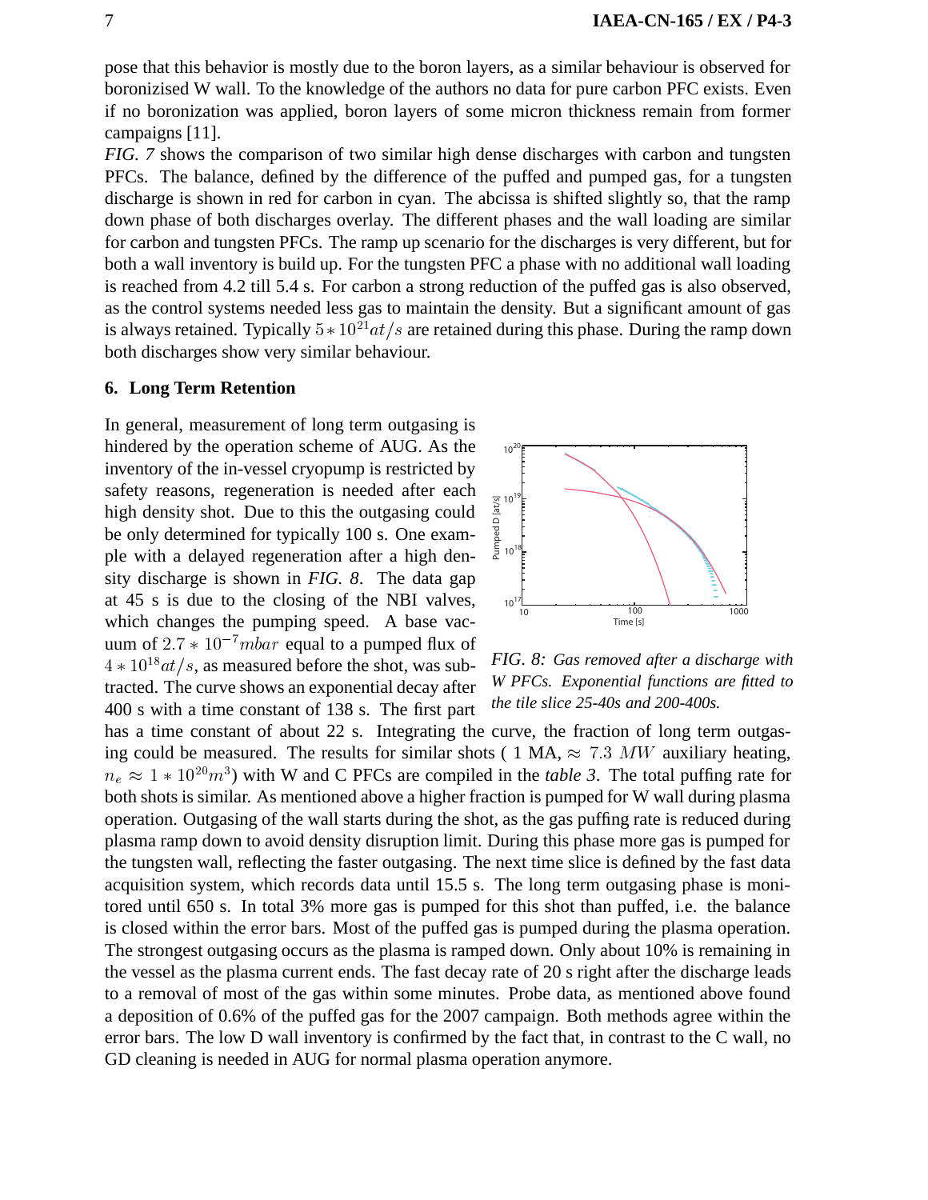pose that this behavior is mostly due to the boron layers, as a similar behaviour is observed for boronizised W wall. To the knowledge of the authors no data for pure carbon PFC exists. Even if no boronization was applied, boron layers of some micron thickness remain from former campaigns [11].

*FIG. 7* shows the comparison of two similar high dense discharges with carbon and tungsten PFCs. The balance, defined by the difference of the puffed and pumped gas, for a tungsten discharge is shown in red for carbon in cyan. The abcissa is shifted slightly so, that the ramp down phase of both discharges overlay. The different phases and the wall loading are similar for carbon and tungsten PFCs. The ramp up scenario for the discharges is very different, but for both a wall inventory is build up. For the tungsten PFC a phase with no additional wall loading is reached from 4.2 till 5.4 s. For carbon a strong reduction of the puffed gas is also observed, as the control systems needed less gas to maintain the density. But a significant amount of gas is always retained. Typically $5 * 10^{21} at/s$ are retained during this phase. During the ramp down both discharges show very similar behaviour.

## 6. Long Term Retention

In general, measurement of long term outgasing is hindered by the operation scheme of AUG. As the inventory of the in-vessel cryopump is restricted by safety reasons, regeneration is needed after each high density shot. Due to this the outgasing could be only determined for typically 100 s. One example with a delayed regeneration after a high density discharge is shown in *FIG. 8*. The data gap at 45 s is due to the closing of the NBI valves, which changes the pumping speed. A base vacuum of $2.7 * 10^{-7} mbar$ equal to a pumped flux of $4 * 10^{18} at/s$, as measured before the shot, was subtracted. The curve shows an exponential decay after 400 s with a time constant of 138 s. The first part has a time constant of about 22 s. Integrating the curve, the fraction of long term outgasing could be measured. The results for similar shots ( 1 MA, $\approx 7.3\ MW$ auxiliary heating, $n_e \approx 1 * 10^{20} m^3$) with W and C PFCs are compiled in the *table 3*. The total puffing rate for both shots is similar. As mentioned above a higher fraction is pumped for W wall during plasma operation. Outgasing of the wall starts during the shot, as the gas puffing rate is reduced during plasma ramp down to avoid density disruption limit. During this phase more gas is pumped for the tungsten wall, reflecting the faster outgasing. The next time slice is defined by the fast data acquisition system, which records data until 15.5 s. The long term outgasing phase is monitored until 650 s. In total 3% more gas is pumped for this shot than puffed, i.e. the balance is closed within the error bars. Most of the puffed gas is pumped during the plasma operation. The strongest outgasing occurs as the plasma is ramped down. Only about 10% is remaining in the vessel as the plasma current ends. The fast decay rate of 20 s right after the discharge leads to a removal of most of the gas within some minutes. Probe data, as mentioned above found a deposition of 0.6% of the puffed gas for the 2007 campaign. Both methods agree within the error bars. The low D wall inventory is confirmed by the fact that, in contrast to the C wall, no GD cleaning is needed in AUG for normal plasma operation anymore.

*FIG. 8: Gas removed after a discharge with W PFCs. Exponential functions are fitted to the tile slice 25-40s and 200-400s.*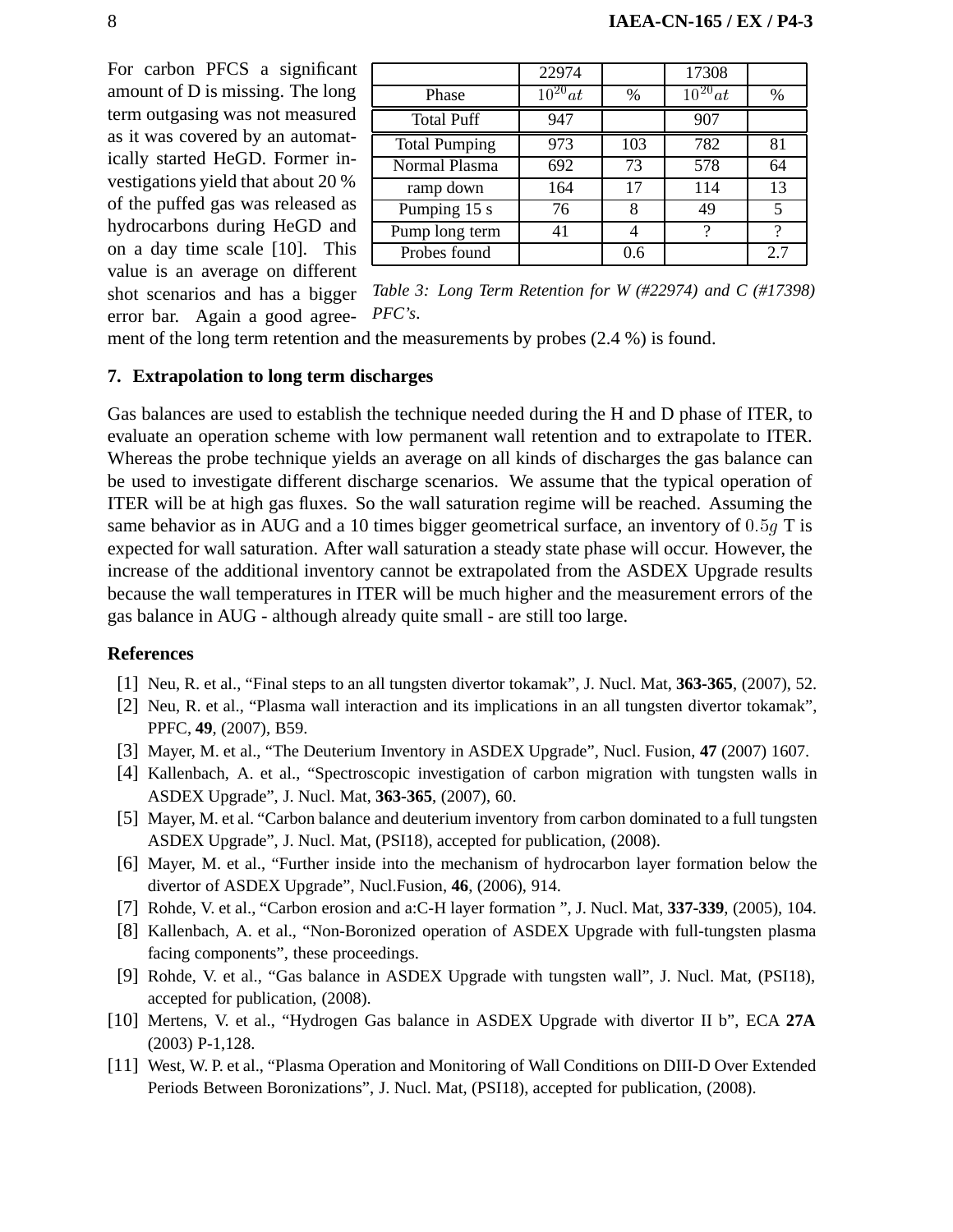For carbon PFCS a significant amount of D is missing. The long term outgasing was not measured as it was covered by an automatically started HeGD. Former investigations yield that about 20 % of the puffed gas was released as hydrocarbons during HeGD and on a day time scale [10]. This value is an average on different shot scenarios and has a bigger error bar. Again a good agreement of the long term retention and the measurements by probes (2.4 %) is found.

| | 22974 | | 17308 | |
|---|---|---|---|---|
| Phase | $10^{20}at$ | % | $10^{20}at$ | % |
| Total Puff | 947 | | 907 | |
| Total Pumping | 973 | 103 | 782 | 81 |
| Normal Plasma | 692 | 73 | 578 | 64 |
| ramp down | 164 | 17 | 114 | 13 |
| Pumping 15 s | 76 | 8 | 49 | 5 |
| Pump long term | 41 | 4 | ? | ? |
| Probes found | | 0.6 | | 2.7 |

*Table 3: Long Term Retention for W (#22974) and C (#17398) PFC's.*

## 7. Extrapolation to long term discharges

Gas balances are used to establish the technique needed during the H and D phase of ITER, to evaluate an operation scheme with low permanent wall retention and to extrapolate to ITER. Whereas the probe technique yields an average on all kinds of discharges the gas balance can be used to investigate different discharge scenarios. We assume that the typical operation of ITER will be at high gas fluxes. So the wall saturation regime will be reached. Assuming the same behavior as in AUG and a 10 times bigger geometrical surface, an inventory of $0.5g$ T is expected for wall saturation. After wall saturation a steady state phase will occur. However, the increase of the additional inventory cannot be extrapolated from the ASDEX Upgrade results because the wall temperatures in ITER will be much higher and the measurement errors of the gas balance in AUG - although already quite small - are still too large.

## References

[1] Neu, R. et al., "Final steps to an all tungsten divertor tokamak", J. Nucl. Mat, **363-365**, (2007), 52.

[2] Neu, R. et al., "Plasma wall interaction and its implications in an all tungsten divertor tokamak", PPFC, **49**, (2007), B59.

[3] Mayer, M. et al., "The Deuterium Inventory in ASDEX Upgrade", Nucl. Fusion, **47** (2007) 1607.

[4] Kallenbach, A. et al., "Spectroscopic investigation of carbon migration with tungsten walls in ASDEX Upgrade", J. Nucl. Mat, **363-365**, (2007), 60.

[5] Mayer, M. et al. "Carbon balance and deuterium inventory from carbon dominated to a full tungsten ASDEX Upgrade", J. Nucl. Mat, (PSI18), accepted for publication, (2008).

[6] Mayer, M. et al., "Further inside into the mechanism of hydrocarbon layer formation below the divertor of ASDEX Upgrade", Nucl.Fusion, **46**, (2006), 914.

[7] Rohde, V. et al., "Carbon erosion and a:C-H layer formation ", J. Nucl. Mat, **337-339**, (2005), 104.

[8] Kallenbach, A. et al., "Non-Boronized operation of ASDEX Upgrade with full-tungsten plasma facing components", these proceedings.

[9] Rohde, V. et al., "Gas balance in ASDEX Upgrade with tungsten wall", J. Nucl. Mat, (PSI18), accepted for publication, (2008).

[10] Mertens, V. et al., "Hydrogen Gas balance in ASDEX Upgrade with divertor II b", ECA **27A** (2003) P-1,128.

[11] West, W. P. et al., "Plasma Operation and Monitoring of Wall Conditions on DIII-D Over Extended Periods Between Boronizations", J. Nucl. Mat, (PSI18), accepted for publication, (2008).